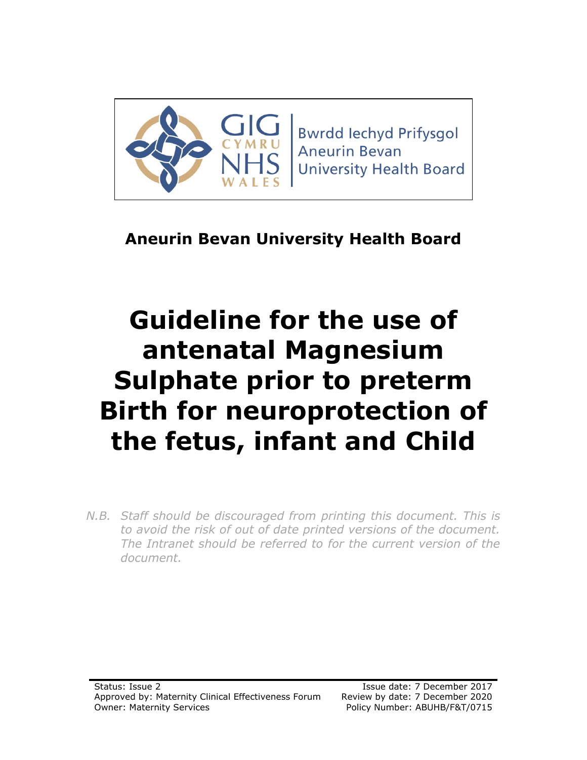Bwrdd Iechyd Prifysgol Aneurin Bevan University Health Board

GIG CYMRU NHS WALES

**Aneurin Bevan University Health Board**

# Guideline for the use of antenatal Magnesium Sulphate prior to preterm Birth for neuroprotection of the fetus, infant and Child

*N.B. Staff should be discouraged from printing this document. This is to avoid the risk of out of date printed versions of the document. The Intranet should be referred to for the current version of the document.*

Status: Issue 2
Approved by: Maternity Clinical Effectiveness Forum
Owner: Maternity Services

Issue date: 7 December 2017
Review by date: 7 December 2020
Policy Number: ABUHB/F&T/0715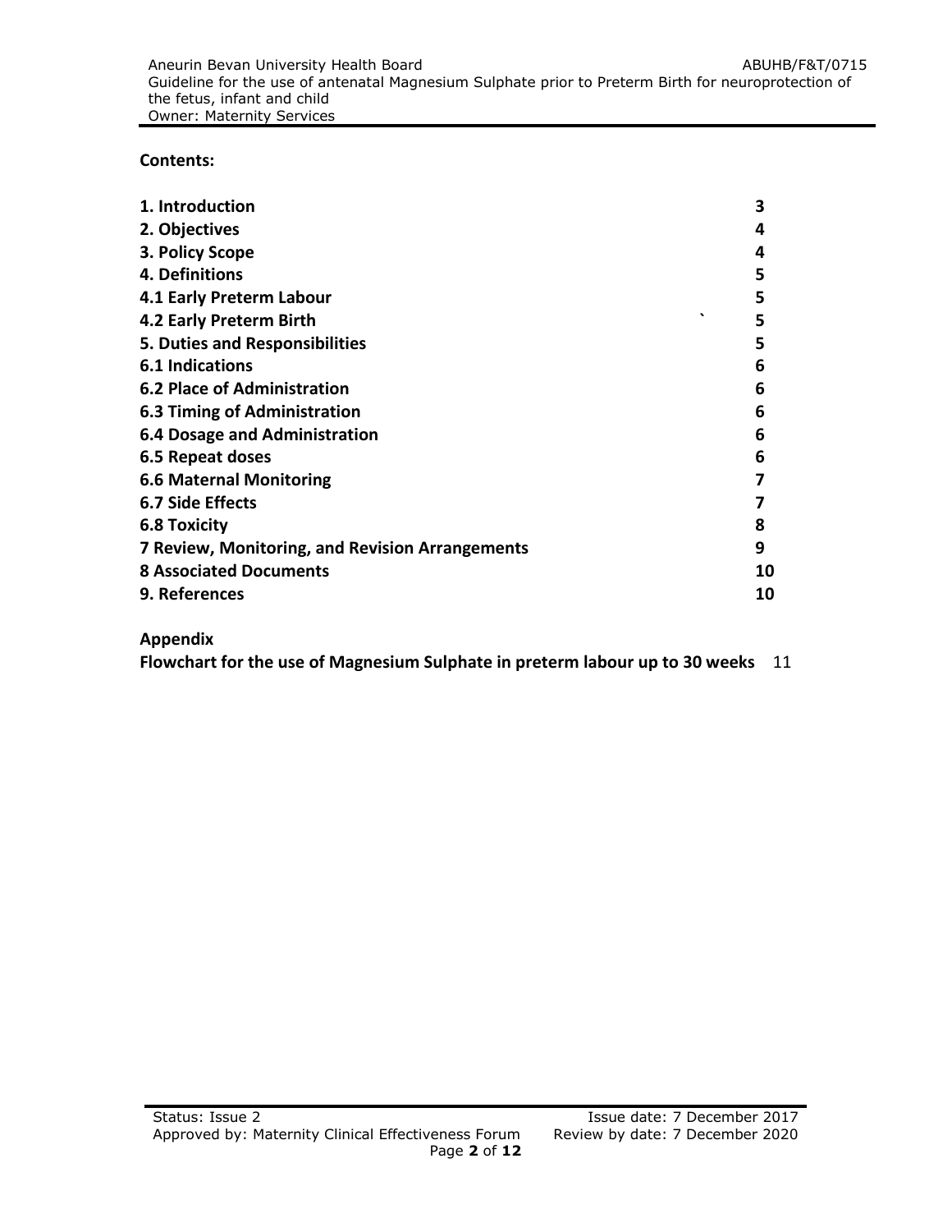**Contents:**

| | |
|---|---|
| **1. Introduction** | **3** |
| **2. Objectives** | **4** |
| **3. Policy Scope** | **4** |
| **4. Definitions** | **5** |
| **4.1 Early Preterm Labour** | **5** |
| **4.2 Early Preterm Birth** | **5** |
| **5. Duties and Responsibilities** | **5** |
| **6.1 Indications** | **6** |
| **6.2 Place of Administration** | **6** |
| **6.3 Timing of Administration** | **6** |
| **6.4 Dosage and Administration** | **6** |
| **6.5 Repeat doses** | **6** |
| **6.6 Maternal Monitoring** | **7** |
| **6.7 Side Effects** | **7** |
| **6.8 Toxicity** | **8** |
| **7 Review, Monitoring, and Revision Arrangements** | **9** |
| **8 Associated Documents** | **10** |
| **9. References** | **10** |

**Appendix**

**Flowchart for the use of Magnesium Sulphate in preterm labour up to 30 weeks** 11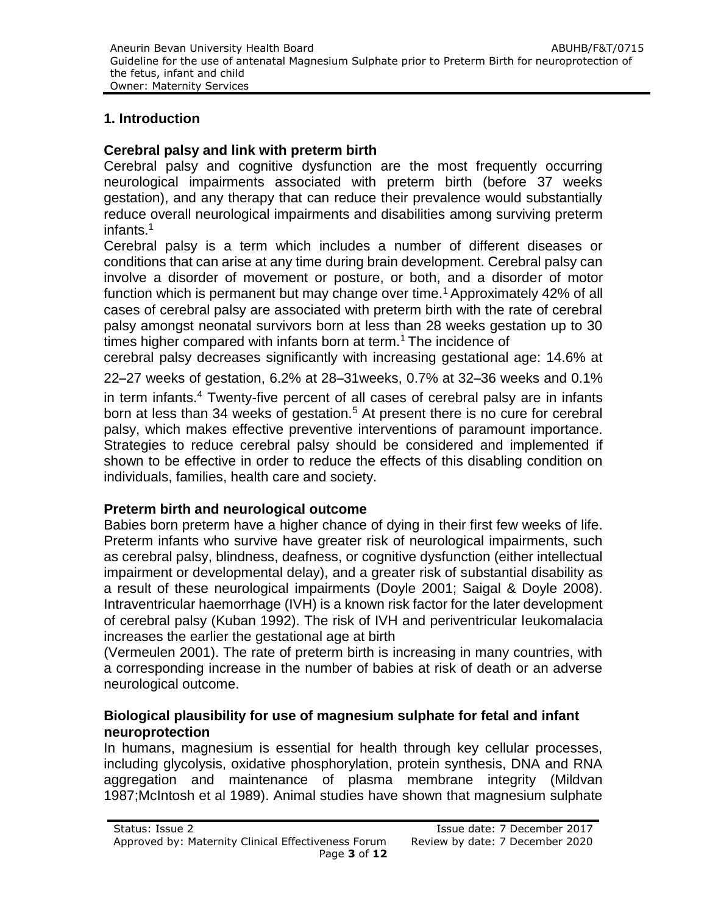## 1. Introduction

### Cerebral palsy and link with preterm birth

Cerebral palsy and cognitive dysfunction are the most frequently occurring neurological impairments associated with preterm birth (before 37 weeks gestation), and any therapy that can reduce their prevalence would substantially reduce overall neurological impairments and disabilities among surviving preterm infants.[1]

Cerebral palsy is a term which includes a number of different diseases or conditions that can arise at any time during brain development. Cerebral palsy can involve a disorder of movement or posture, or both, and a disorder of motor function which is permanent but may change over time.[1] Approximately 42% of all cases of cerebral palsy are associated with preterm birth with the rate of cerebral palsy amongst neonatal survivors born at less than 28 weeks gestation up to 30 times higher compared with infants born at term.[1] The incidence of cerebral palsy decreases significantly with increasing gestational age: 14.6% at 22–27 weeks of gestation, 6.2% at 28–31weeks, 0.7% at 32–36 weeks and 0.1% in term infants.[4] Twenty-five percent of all cases of cerebral palsy are in infants born at less than 34 weeks of gestation.[5] At present there is no cure for cerebral palsy, which makes effective preventive interventions of paramount importance. Strategies to reduce cerebral palsy should be considered and implemented if shown to be effective in order to reduce the effects of this disabling condition on individuals, families, health care and society.

### Preterm birth and neurological outcome

Babies born preterm have a higher chance of dying in their first few weeks of life. Preterm infants who survive have greater risk of neurological impairments, such as cerebral palsy, blindness, deafness, or cognitive dysfunction (either intellectual impairment or developmental delay), and a greater risk of substantial disability as a result of these neurological impairments (Doyle 2001; Saigal & Doyle 2008). Intraventricular haemorrhage (IVH) is a known risk factor for the later development of cerebral palsy (Kuban 1992). The risk of IVH and periventricular leukomalacia increases the earlier the gestational age at birth (Vermeulen 2001). The rate of preterm birth is increasing in many countries, with a corresponding increase in the number of babies at risk of death or an adverse neurological outcome.

### Biological plausibility for use of magnesium sulphate for fetal and infant neuroprotection

In humans, magnesium is essential for health through key cellular processes, including glycolysis, oxidative phosphorylation, protein synthesis, DNA and RNA aggregation and maintenance of plasma membrane integrity (Mildvan 1987;McIntosh et al 1989). Animal studies have shown that magnesium sulphate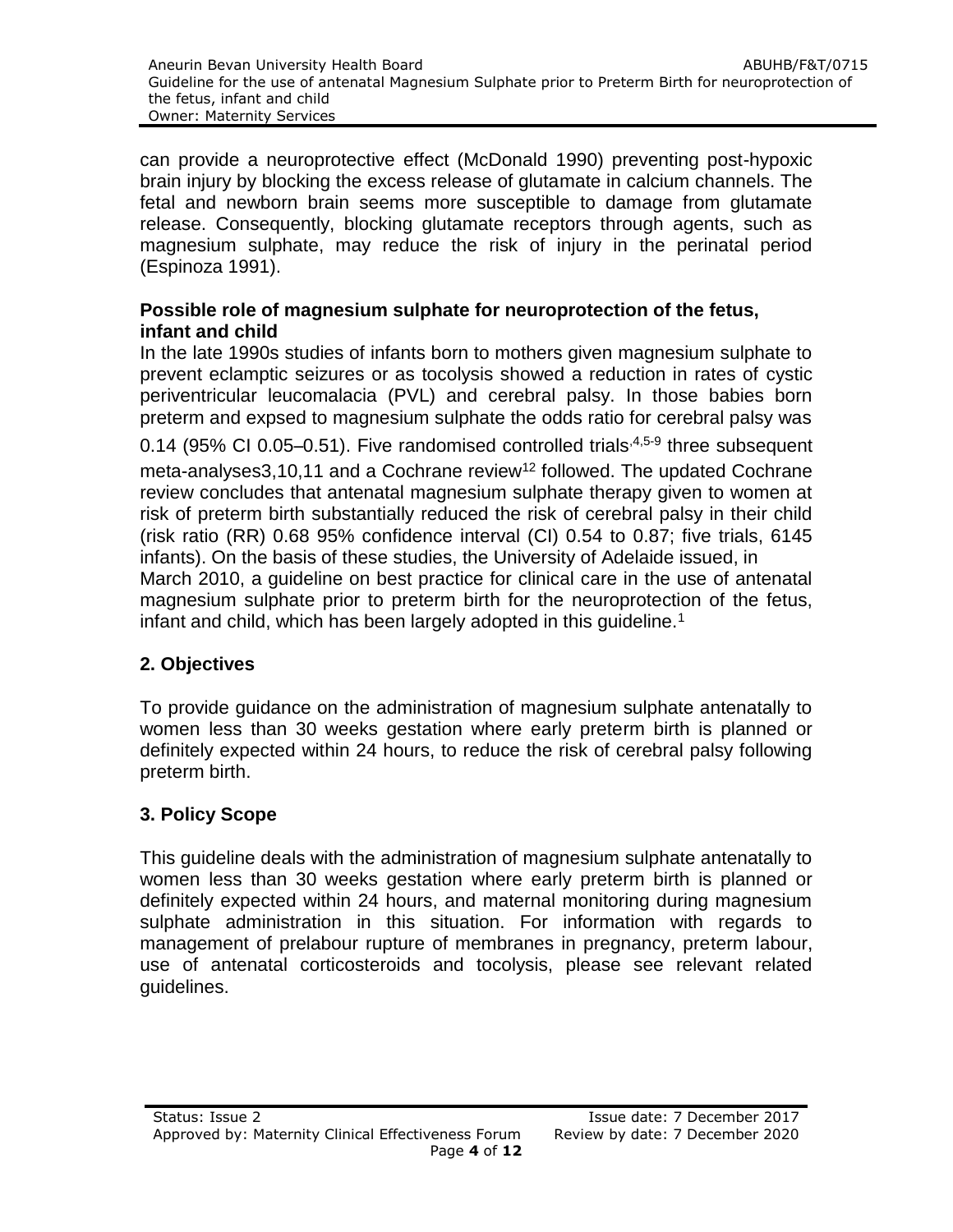can provide a neuroprotective effect (McDonald 1990) preventing post-hypoxic brain injury by blocking the excess release of glutamate in calcium channels. The fetal and newborn brain seems more susceptible to damage from glutamate release. Consequently, blocking glutamate receptors through agents, such as magnesium sulphate, may reduce the risk of injury in the perinatal period (Espinoza 1991).

**Possible role of magnesium sulphate for neuroprotection of the fetus, infant and child**

In the late 1990s studies of infants born to mothers given magnesium sulphate to prevent eclamptic seizures or as tocolysis showed a reduction in rates of cystic periventricular leucomalacia (PVL) and cerebral palsy. In those babies born preterm and expsed to magnesium sulphate the odds ratio for cerebral palsy was 0.14 (95% CI 0.05–0.51). Five randomised controlled trials[,4,5-9] three subsequent meta-analyses3,10,11 and a Cochrane review[12] followed. The updated Cochrane review concludes that antenatal magnesium sulphate therapy given to women at risk of preterm birth substantially reduced the risk of cerebral palsy in their child (risk ratio (RR) 0.68 95% confidence interval (CI) 0.54 to 0.87; five trials, 6145 infants). On the basis of these studies, the University of Adelaide issued, in March 2010, a guideline on best practice for clinical care in the use of antenatal magnesium sulphate prior to preterm birth for the neuroprotection of the fetus, infant and child, which has been largely adopted in this guideline.[1]

## 2. Objectives

To provide guidance on the administration of magnesium sulphate antenatally to women less than 30 weeks gestation where early preterm birth is planned or definitely expected within 24 hours, to reduce the risk of cerebral palsy following preterm birth.

## 3. Policy Scope

This guideline deals with the administration of magnesium sulphate antenatally to women less than 30 weeks gestation where early preterm birth is planned or definitely expected within 24 hours, and maternal monitoring during magnesium sulphate administration in this situation. For information with regards to management of prelabour rupture of membranes in pregnancy, preterm labour, use of antenatal corticosteroids and tocolysis, please see relevant related guidelines.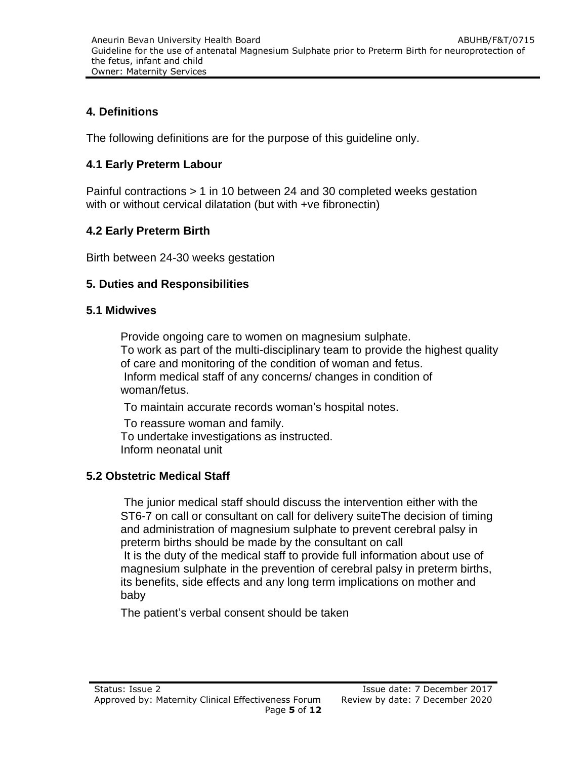## 4. Definitions

The following definitions are for the purpose of this guideline only.

### 4.1 Early Preterm Labour

Painful contractions > 1 in 10 between 24 and 30 completed weeks gestation with or without cervical dilatation (but with +ve fibronectin)

### 4.2 Early Preterm Birth

Birth between 24-30 weeks gestation

## 5. Duties and Responsibilities

### 5.1 Midwives

Provide ongoing care to women on magnesium sulphate.
To work as part of the multi-disciplinary team to provide the highest quality of care and monitoring of the condition of woman and fetus.
Inform medical staff of any concerns/ changes in condition of woman/fetus.

To maintain accurate records woman's hospital notes.

To reassure woman and family.
To undertake investigations as instructed.
Inform neonatal unit

### 5.2 Obstetric Medical Staff

The junior medical staff should discuss the intervention either with the ST6-7 on call or consultant on call for delivery suiteThe decision of timing and administration of magnesium sulphate to prevent cerebral palsy in preterm births should be made by the consultant on call
It is the duty of the medical staff to provide full information about use of magnesium sulphate in the prevention of cerebral palsy in preterm births, its benefits, side effects and any long term implications on mother and baby

The patient's verbal consent should be taken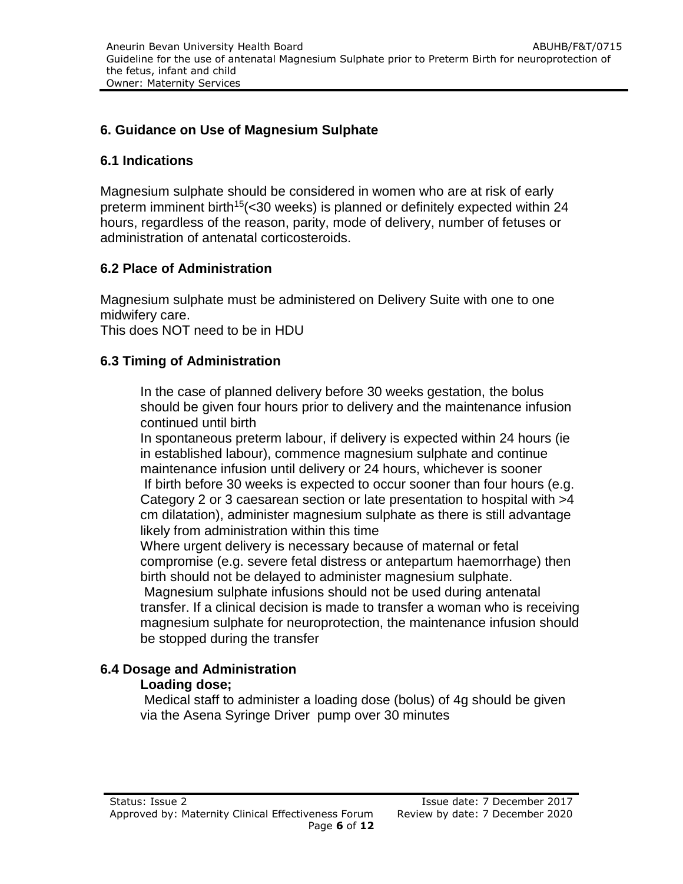## 6. Guidance on Use of Magnesium Sulphate

### 6.1 Indications

Magnesium sulphate should be considered in women who are at risk of early preterm imminent birth[15](<30 weeks) is planned or definitely expected within 24 hours, regardless of the reason, parity, mode of delivery, number of fetuses or administration of antenatal corticosteroids.

### 6.2 Place of Administration

Magnesium sulphate must be administered on Delivery Suite with one to one midwifery care.
This does NOT need to be in HDU

### 6.3 Timing of Administration

In the case of planned delivery before 30 weeks gestation, the bolus should be given four hours prior to delivery and the maintenance infusion continued until birth

In spontaneous preterm labour, if delivery is expected within 24 hours (ie in established labour), commence magnesium sulphate and continue maintenance infusion until delivery or 24 hours, whichever is sooner

If birth before 30 weeks is expected to occur sooner than four hours (e.g. Category 2 or 3 caesarean section or late presentation to hospital with >4 cm dilatation), administer magnesium sulphate as there is still advantage likely from administration within this time

Where urgent delivery is necessary because of maternal or fetal compromise (e.g. severe fetal distress or antepartum haemorrhage) then birth should not be delayed to administer magnesium sulphate.

Magnesium sulphate infusions should not be used during antenatal transfer. If a clinical decision is made to transfer a woman who is receiving magnesium sulphate for neuroprotection, the maintenance infusion should be stopped during the transfer

### 6.4 Dosage and Administration

**Loading dose;**

Medical staff to administer a loading dose (bolus) of 4g should be given via the Asena Syringe Driver pump over 30 minutes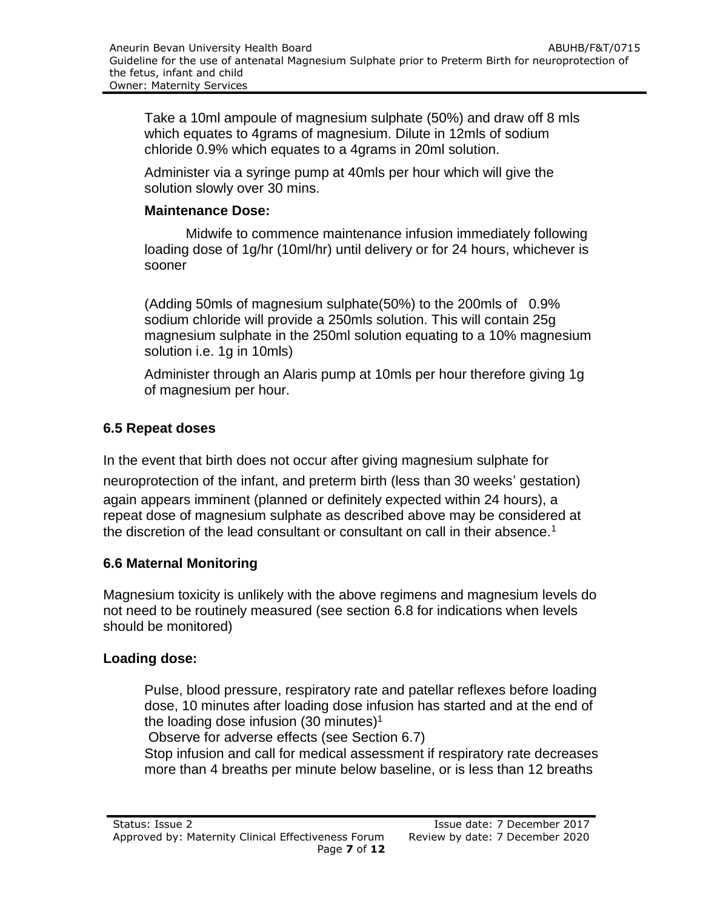Take a 10ml ampoule of magnesium sulphate (50%) and draw off 8 mls which equates to 4grams of magnesium. Dilute in 12mls of sodium chloride 0.9% which equates to a 4grams in 20ml solution.

Administer via a syringe pump at 40mls per hour which will give the solution slowly over 30 mins.

**Maintenance Dose:**

Midwife to commence maintenance infusion immediately following loading dose of 1g/hr (10ml/hr) until delivery or for 24 hours, whichever is sooner

(Adding 50mls of magnesium sulphate(50%) to the 200mls of 0.9% sodium chloride will provide a 250mls solution. This will contain 25g magnesium sulphate in the 250ml solution equating to a 10% magnesium solution i.e. 1g in 10mls)

Administer through an Alaris pump at 10mls per hour therefore giving 1g of magnesium per hour.

### 6.5 Repeat doses

In the event that birth does not occur after giving magnesium sulphate for neuroprotection of the infant, and preterm birth (less than 30 weeks' gestation) again appears imminent (planned or definitely expected within 24 hours), a repeat dose of magnesium sulphate as described above may be considered at the discretion of the lead consultant or consultant on call in their absence.[1]

### 6.6 Maternal Monitoring

Magnesium toxicity is unlikely with the above regimens and magnesium levels do not need to be routinely measured (see section 6.8 for indications when levels should be monitored)

**Loading dose:**

Pulse, blood pressure, respiratory rate and patellar reflexes before loading dose, 10 minutes after loading dose infusion has started and at the end of the loading dose infusion (30 minutes)[1]

Observe for adverse effects (see Section 6.7)

Stop infusion and call for medical assessment if respiratory rate decreases more than 4 breaths per minute below baseline, or is less than 12 breaths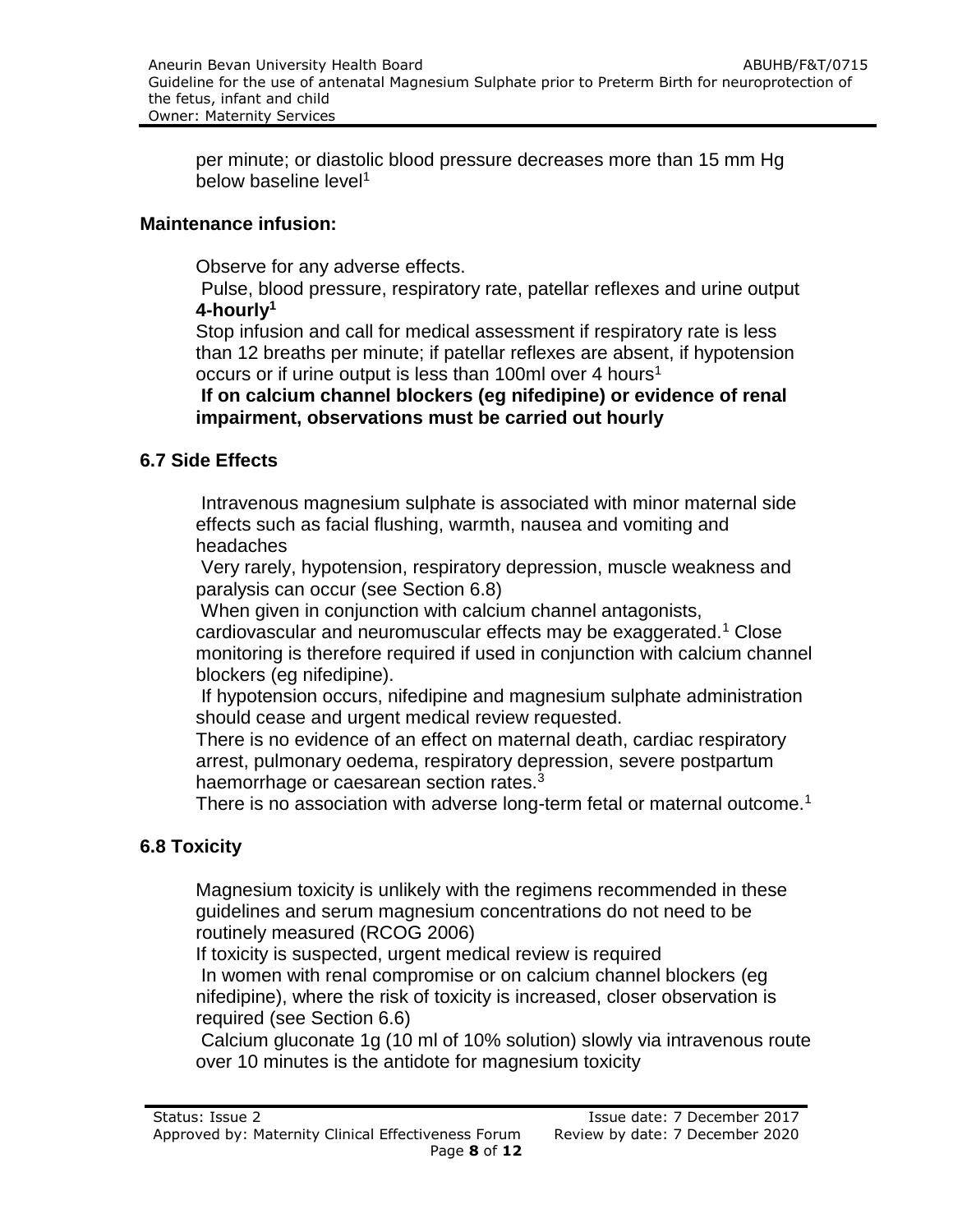per minute; or diastolic blood pressure decreases more than 15 mm Hg below baseline level[1]

**Maintenance infusion:**

Observe for any adverse effects.

Pulse, blood pressure, respiratory rate, patellar reflexes and urine output **4-hourly[1]**

Stop infusion and call for medical assessment if respiratory rate is less than 12 breaths per minute; if patellar reflexes are absent, if hypotension occurs or if urine output is less than 100ml over 4 hours[1]

**If on calcium channel blockers (eg nifedipine) or evidence of renal impairment, observations must be carried out hourly**

## 6.7 Side Effects

Intravenous magnesium sulphate is associated with minor maternal side effects such as facial flushing, warmth, nausea and vomiting and headaches

Very rarely, hypotension, respiratory depression, muscle weakness and paralysis can occur (see Section 6.8)

When given in conjunction with calcium channel antagonists, cardiovascular and neuromuscular effects may be exaggerated.[1] Close monitoring is therefore required if used in conjunction with calcium channel blockers (eg nifedipine).

If hypotension occurs, nifedipine and magnesium sulphate administration should cease and urgent medical review requested.

There is no evidence of an effect on maternal death, cardiac respiratory arrest, pulmonary oedema, respiratory depression, severe postpartum haemorrhage or caesarean section rates.[3]

There is no association with adverse long-term fetal or maternal outcome.[1]

## 6.8 Toxicity

Magnesium toxicity is unlikely with the regimens recommended in these guidelines and serum magnesium concentrations do not need to be routinely measured (RCOG 2006)

If toxicity is suspected, urgent medical review is required

In women with renal compromise or on calcium channel blockers (eg nifedipine), where the risk of toxicity is increased, closer observation is required (see Section 6.6)

Calcium gluconate 1g (10 ml of 10% solution) slowly via intravenous route over 10 minutes is the antidote for magnesium toxicity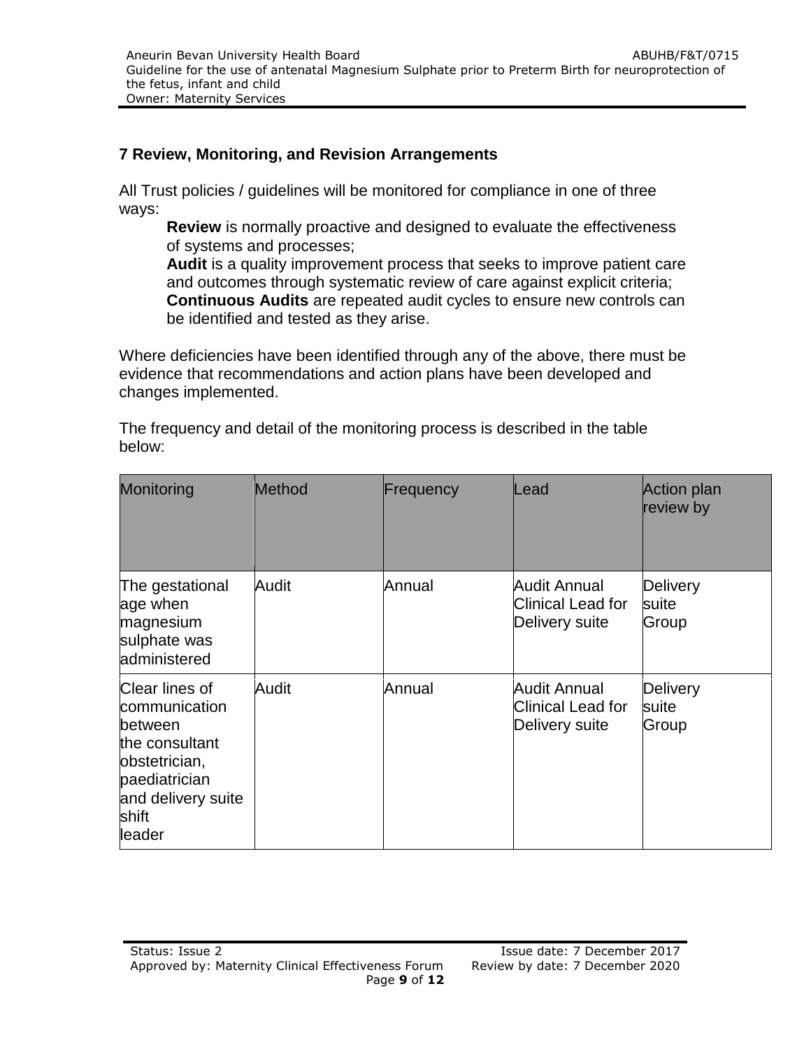## 7 Review, Monitoring, and Revision Arrangements

All Trust policies / guidelines will be monitored for compliance in one of three ways:

**Review** is normally proactive and designed to evaluate the effectiveness of systems and processes;

**Audit** is a quality improvement process that seeks to improve patient care and outcomes through systematic review of care against explicit criteria;

**Continuous Audits** are repeated audit cycles to ensure new controls can be identified and tested as they arise.

Where deficiencies have been identified through any of the above, there must be evidence that recommendations and action plans have been developed and changes implemented.

The frequency and detail of the monitoring process is described in the table below:

| Monitoring | Method | Frequency | Lead | Action plan review by |
|---|---|---|---|---|
| The gestational age when magnesium sulphate was administered | Audit | Annual | Audit Annual Clinical Lead for Delivery suite | Delivery suite Group |
| Clear lines of communication between the consultant obstetrician, paediatrician and delivery suite shift leader | Audit | Annual | Audit Annual Clinical Lead for Delivery suite | Delivery suite Group |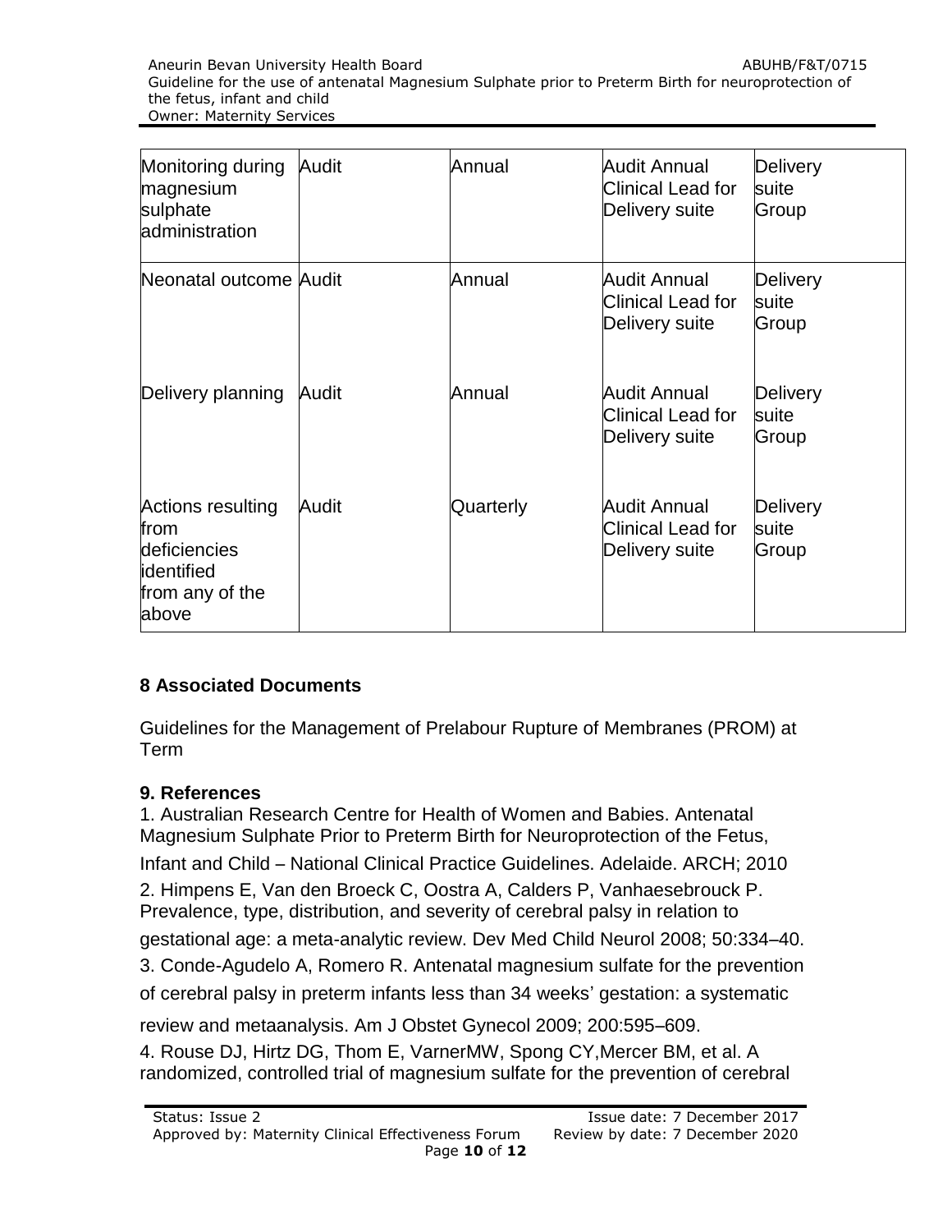| Monitoring during magnesium sulphate administration | Audit | Annual | Audit Annual Clinical Lead for Delivery suite | Delivery suite Group |
|---|---|---|---|---|
| Neonatal outcome | Audit | Annual | Audit Annual Clinical Lead for Delivery suite | Delivery suite Group |
| Delivery planning | Audit | Annual | Audit Annual Clinical Lead for Delivery suite | Delivery suite Group |
| Actions resulting from deficiencies identified from any of the above | Audit | Quarterly | Audit Annual Clinical Lead for Delivery suite | Delivery suite Group |

## 8 Associated Documents

Guidelines for the Management of Prelabour Rupture of Membranes (PROM) at Term

## 9. References

1. Australian Research Centre for Health of Women and Babies. Antenatal Magnesium Sulphate Prior to Preterm Birth for Neuroprotection of the Fetus, Infant and Child – National Clinical Practice Guidelines. Adelaide. ARCH; 2010
2. Himpens E, Van den Broeck C, Oostra A, Calders P, Vanhaesebrouck P. Prevalence, type, distribution, and severity of cerebral palsy in relation to gestational age: a meta-analytic review. Dev Med Child Neurol 2008; 50:334–40.
3. Conde-Agudelo A, Romero R. Antenatal magnesium sulfate for the prevention of cerebral palsy in preterm infants less than 34 weeks' gestation: a systematic review and metaanalysis. Am J Obstet Gynecol 2009; 200:595–609.
4. Rouse DJ, Hirtz DG, Thom E, VarnerMW, Spong CY,Mercer BM, et al. A randomized, controlled trial of magnesium sulfate for the prevention of cerebral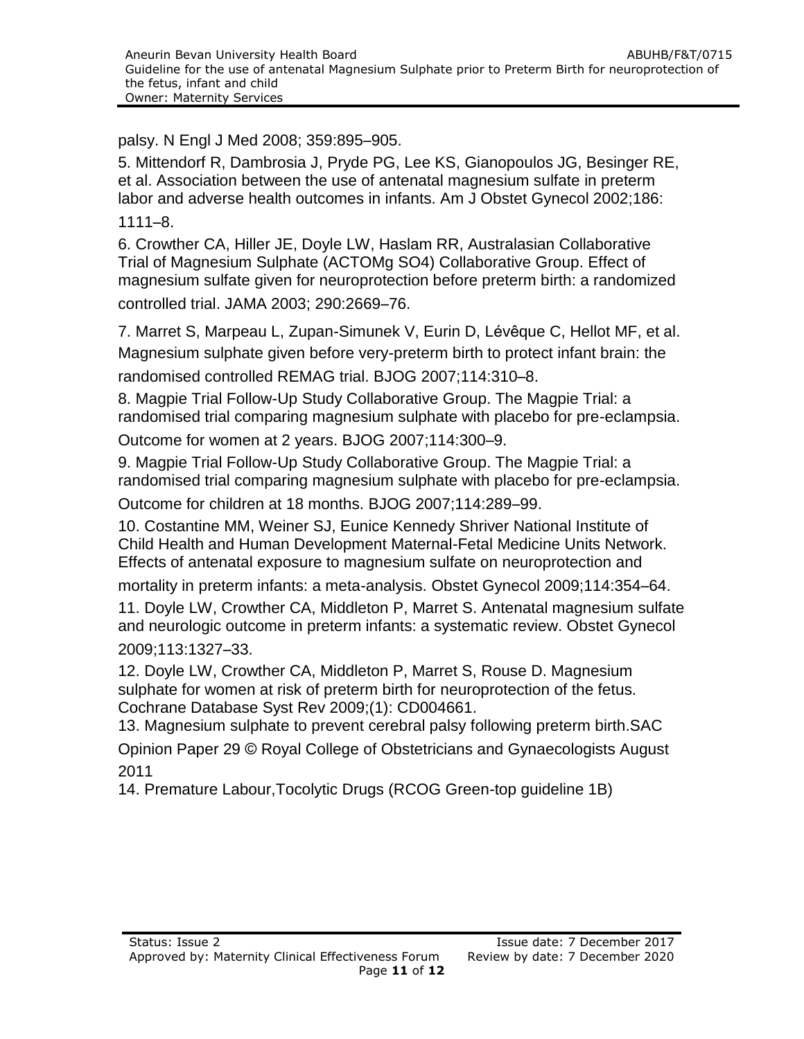palsy. N Engl J Med 2008; 359:895–905.

5. Mittendorf R, Dambrosia J, Pryde PG, Lee KS, Gianopoulos JG, Besinger RE, et al. Association between the use of antenatal magnesium sulfate in preterm labor and adverse health outcomes in infants. Am J Obstet Gynecol 2002;186: 1111–8.

6. Crowther CA, Hiller JE, Doyle LW, Haslam RR, Australasian Collaborative Trial of Magnesium Sulphate (ACTOMg SO4) Collaborative Group. Effect of magnesium sulfate given for neuroprotection before preterm birth: a randomized controlled trial. JAMA 2003; 290:2669–76.

7. Marret S, Marpeau L, Zupan-Simunek V, Eurin D, Lévêque C, Hellot MF, et al. Magnesium sulphate given before very-preterm birth to protect infant brain: the randomised controlled REMAG trial. BJOG 2007;114:310–8.

8. Magpie Trial Follow-Up Study Collaborative Group. The Magpie Trial: a randomised trial comparing magnesium sulphate with placebo for pre-eclampsia. Outcome for women at 2 years. BJOG 2007;114:300–9.

9. Magpie Trial Follow-Up Study Collaborative Group. The Magpie Trial: a randomised trial comparing magnesium sulphate with placebo for pre-eclampsia. Outcome for children at 18 months. BJOG 2007;114:289–99.

10. Costantine MM, Weiner SJ, Eunice Kennedy Shriver National Institute of Child Health and Human Development Maternal-Fetal Medicine Units Network. Effects of antenatal exposure to magnesium sulfate on neuroprotection and mortality in preterm infants: a meta-analysis. Obstet Gynecol 2009;114:354–64.

11. Doyle LW, Crowther CA, Middleton P, Marret S. Antenatal magnesium sulfate and neurologic outcome in preterm infants: a systematic review. Obstet Gynecol 2009;113:1327–33.

12. Doyle LW, Crowther CA, Middleton P, Marret S, Rouse D. Magnesium sulphate for women at risk of preterm birth for neuroprotection of the fetus. Cochrane Database Syst Rev 2009;(1): CD004661.

13. Magnesium sulphate to prevent cerebral palsy following preterm birth.SAC Opinion Paper 29 © Royal College of Obstetricians and Gynaecologists August 2011

14. Premature Labour,Tocolytic Drugs (RCOG Green-top guideline 1B)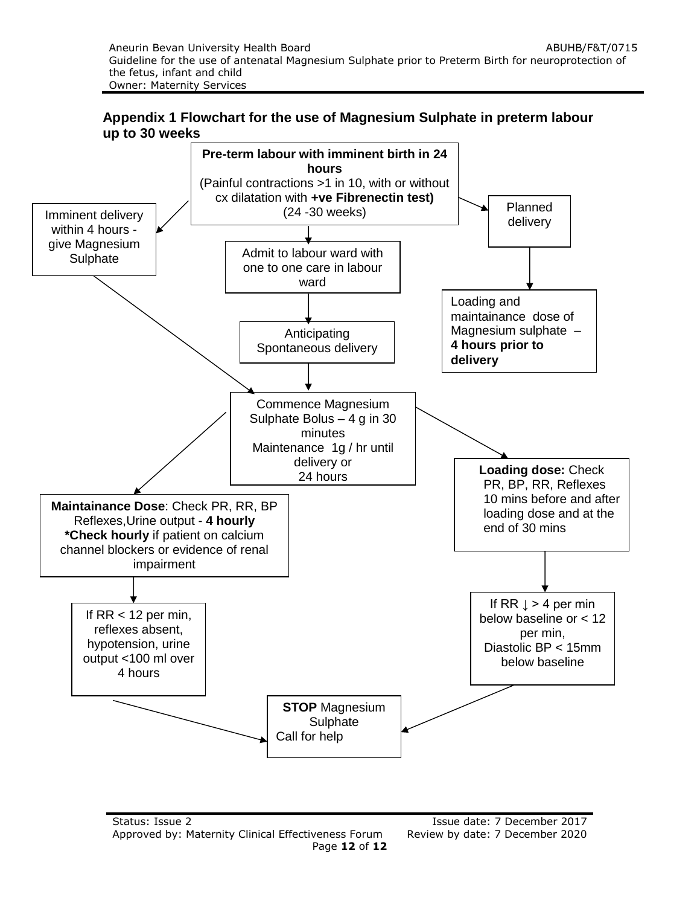## Appendix 1 Flowchart for the use of Magnesium Sulphate in preterm labour up to 30 weeks

**Pre-term labour with imminent birth in 24 hours**
(Painful contractions >1 in 10, with or without cx dilatation with **+ve Fibrenectin test)**
(24 -30 weeks)

Imminent delivery within 4 hours - give Magnesium Sulphate

Admit to labour ward with one to one care in labour ward

Planned delivery

Loading and maintainance dose of Magnesium sulphate – **4 hours prior to delivery**

Anticipating Spontaneous delivery

Commence Magnesium Sulphate Bolus – 4 g in 30 minutes
Maintenance 1g / hr until delivery or
24 hours

**Maintainance Dose**: Check PR, RR, BP Reflexes, Urine output - **4 hourly**
***Check hourly** if patient on calcium channel blockers or evidence of renal impairment

**Loading dose:** Check PR, BP, RR, Reflexes 10 mins before and after loading dose and at the end of 30 mins

If RR < 12 per min, reflexes absent, hypotension, urine output <100 ml over 4 hours

If RR ↓ > 4 per min below baseline or < 12 per min,
Diastolic BP < 15mm below baseline

**STOP** Magnesium Sulphate
Call for help